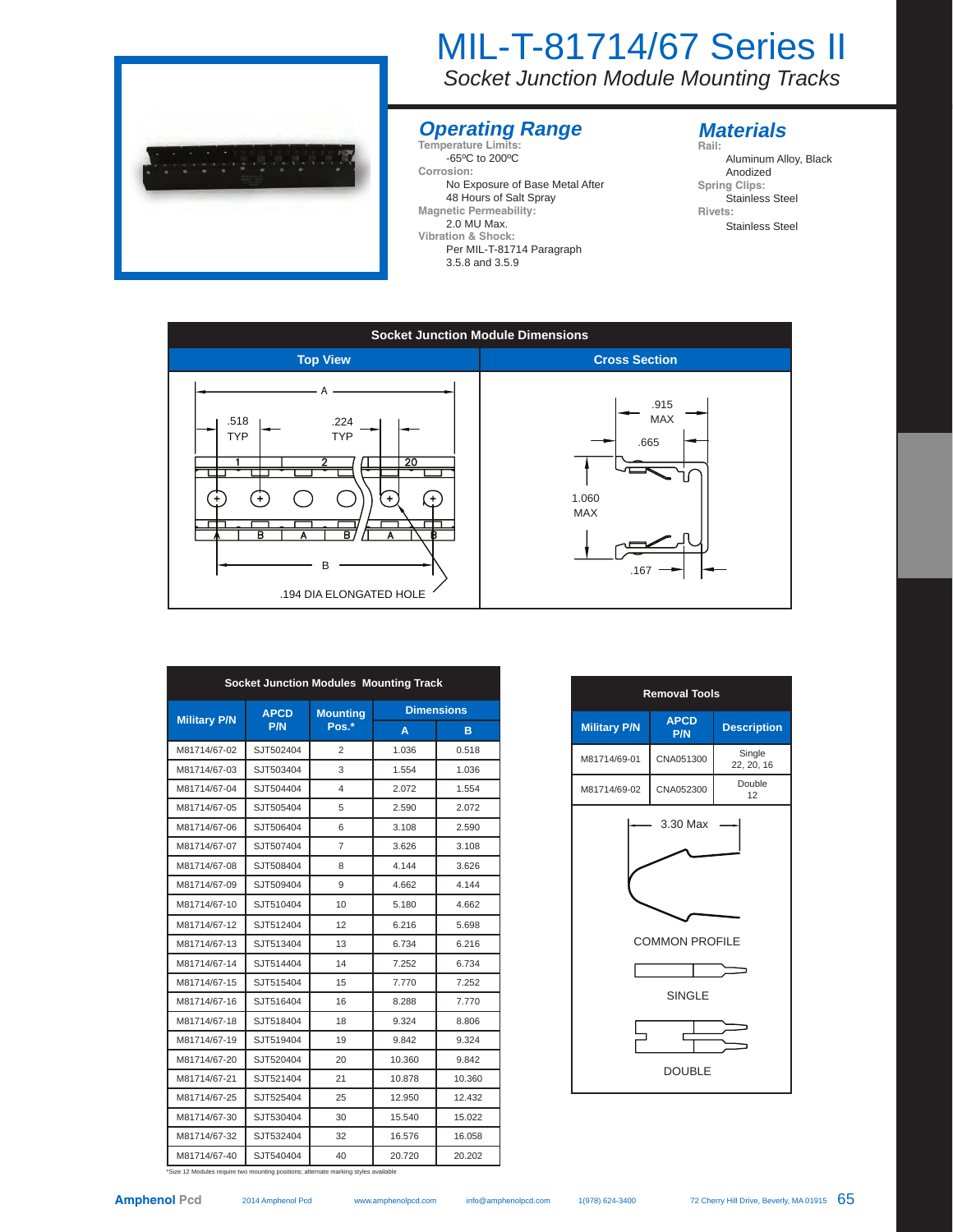# MIL-T-81714/67 Series II

*Socket Junction Module Mounting Tracks*

## *Operating Range*

**Temperature Limits:**
-65ºC to 200ºC

**Corrosion:**
No Exposure of Base Metal After 48 Hours of Salt Spray

**Magnetic Permeability:**
2.0 MU Max.

**Vibration & Shock:**
Per MIL-T-81714 Paragraph 3.5.8 and 3.5.9

## *Materials*

**Rail:**
Aluminum Alloy, Black Anodized

**Spring Clips:**
Stainless Steel

**Rivets:**
Stainless Steel

## Socket Junction Module Dimensions

**Top View**

A — .518 TYP — .224 TYP — 1, 2, 20 — A B A B A B — B — .194 DIA ELONGATED HOLE

**Cross Section**

.915 MAX — .665 — 1.060 MAX — .167

## Socket Junction Modules Mounting Track

| Military P/N | APCD P/N | Mounting Pos.* | Dimensions | |
|---|---|---|---|---|
| | | | A | B |
| M81714/67-02 | SJT502404 | 2 | 1.036 | 0.518 |
| M81714/67-03 | SJT503404 | 3 | 1.554 | 1.036 |
| M81714/67-04 | SJT504404 | 4 | 2.072 | 1.554 |
| M81714/67-05 | SJT505404 | 5 | 2.590 | 2.072 |
| M81714/67-06 | SJT506404 | 6 | 3.108 | 2.590 |
| M81714/67-07 | SJT507404 | 7 | 3.626 | 3.108 |
| M81714/67-08 | SJT508404 | 8 | 4.144 | 3.626 |
| M81714/67-09 | SJT509404 | 9 | 4.662 | 4.144 |
| M81714/67-10 | SJT510404 | 10 | 5.180 | 4.662 |
| M81714/67-12 | SJT512404 | 12 | 6.216 | 5.698 |
| M81714/67-13 | SJT513404 | 13 | 6.734 | 6.216 |
| M81714/67-14 | SJT514404 | 14 | 7.252 | 6.734 |
| M81714/67-15 | SJT515404 | 15 | 7.770 | 7.252 |
| M81714/67-16 | SJT516404 | 16 | 8.288 | 7.770 |
| M81714/67-18 | SJT518404 | 18 | 9.324 | 8.806 |
| M81714/67-19 | SJT519404 | 19 | 9.842 | 9.324 |
| M81714/67-20 | SJT520404 | 20 | 10.360 | 9.842 |
| M81714/67-21 | SJT521404 | 21 | 10.878 | 10.360 |
| M81714/67-25 | SJT525404 | 25 | 12.950 | 12.432 |
| M81714/67-30 | SJT530404 | 30 | 15.540 | 15.022 |
| M81714/67-32 | SJT532404 | 32 | 16.576 | 16.058 |
| M81714/67-40 | SJT540404 | 40 | 20.720 | 20.202 |

*Size 12 Modules require two mounting positions; alternate marking styles available

## Removal Tools

| Military P/N | APCD P/N | Description |
|---|---|---|
| M81714/69-01 | CNA051300 | Single 22, 20, 16 |
| M81714/69-02 | CNA052300 | Double 12 |

3.30 Max

COMMON PROFILE

SINGLE

DOUBLE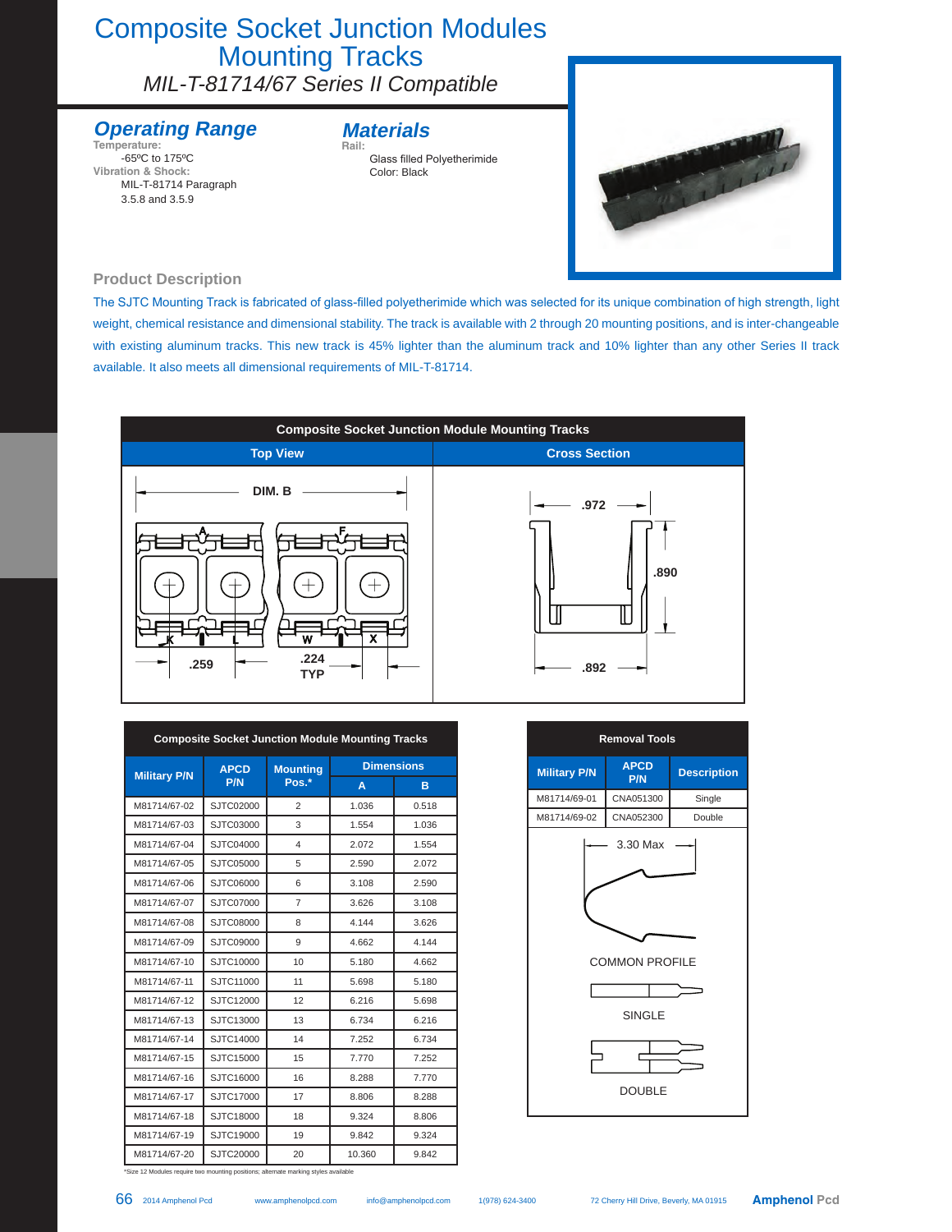# Composite Socket Junction Modules Mounting Tracks

*MIL-T-81714/67 Series II Compatible*

## Operating Range

**Temperature:**
-65ºC to 175ºC

**Vibration & Shock:**
MIL-T-81714 Paragraph 3.5.8 and 3.5.9

## Materials

**Rail:**
Glass filled Polyetherimide
Color: Black

### Product Description

The SJTC Mounting Track is fabricated of glass-filled polyetherimide which was selected for its unique combination of high strength, light weight, chemical resistance and dimensional stability. The track is available with 2 through 20 mounting positions, and is inter-changeable with existing aluminum tracks. This new track is 45% lighter than the aluminum track and 10% lighter than any other Series II track available. It also meets all dimensional requirements of MIL-T-81714.

### Composite Socket Junction Module Mounting Tracks

**Top View**

DIM. B
A
F
K
L
W
X
.259
.224
TYP

**Cross Section**

.972
.890
.892

### Composite Socket Junction Module Mounting Tracks

| Military P/N | APCD P/N | Mounting Pos.* | Dimensions | |
|---|---|---|---|---|
| | | | A | B |
| M81714/67-02 | SJTC02000 | 2 | 1.036 | 0.518 |
| M81714/67-03 | SJTC03000 | 3 | 1.554 | 1.036 |
| M81714/67-04 | SJTC04000 | 4 | 2.072 | 1.554 |
| M81714/67-05 | SJTC05000 | 5 | 2.590 | 2.072 |
| M81714/67-06 | SJTC06000 | 6 | 3.108 | 2.590 |
| M81714/67-07 | SJTC07000 | 7 | 3.626 | 3.108 |
| M81714/67-08 | SJTC08000 | 8 | 4.144 | 3.626 |
| M81714/67-09 | SJTC09000 | 9 | 4.662 | 4.144 |
| M81714/67-10 | SJTC10000 | 10 | 5.180 | 4.662 |
| M81714/67-11 | SJTC11000 | 11 | 5.698 | 5.180 |
| M81714/67-12 | SJTC12000 | 12 | 6.216 | 5.698 |
| M81714/67-13 | SJTC13000 | 13 | 6.734 | 6.216 |
| M81714/67-14 | SJTC14000 | 14 | 7.252 | 6.734 |
| M81714/67-15 | SJTC15000 | 15 | 7.770 | 7.252 |
| M81714/67-16 | SJTC16000 | 16 | 8.288 | 7.770 |
| M81714/67-17 | SJTC17000 | 17 | 8.806 | 8.288 |
| M81714/67-18 | SJTC18000 | 18 | 9.324 | 8.806 |
| M81714/67-19 | SJTC19000 | 19 | 9.842 | 9.324 |
| M81714/67-20 | SJTC20000 | 20 | 10.360 | 9.842 |

*Size 12 Modules require two mounting positions; alternate marking styles available

### Removal Tools

| Military P/N | APCD P/N | Description |
|---|---|---|
| M81714/69-01 | CNA051300 | Single |
| M81714/69-02 | CNA052300 | Double |

3.30 Max

COMMON PROFILE

SINGLE

DOUBLE